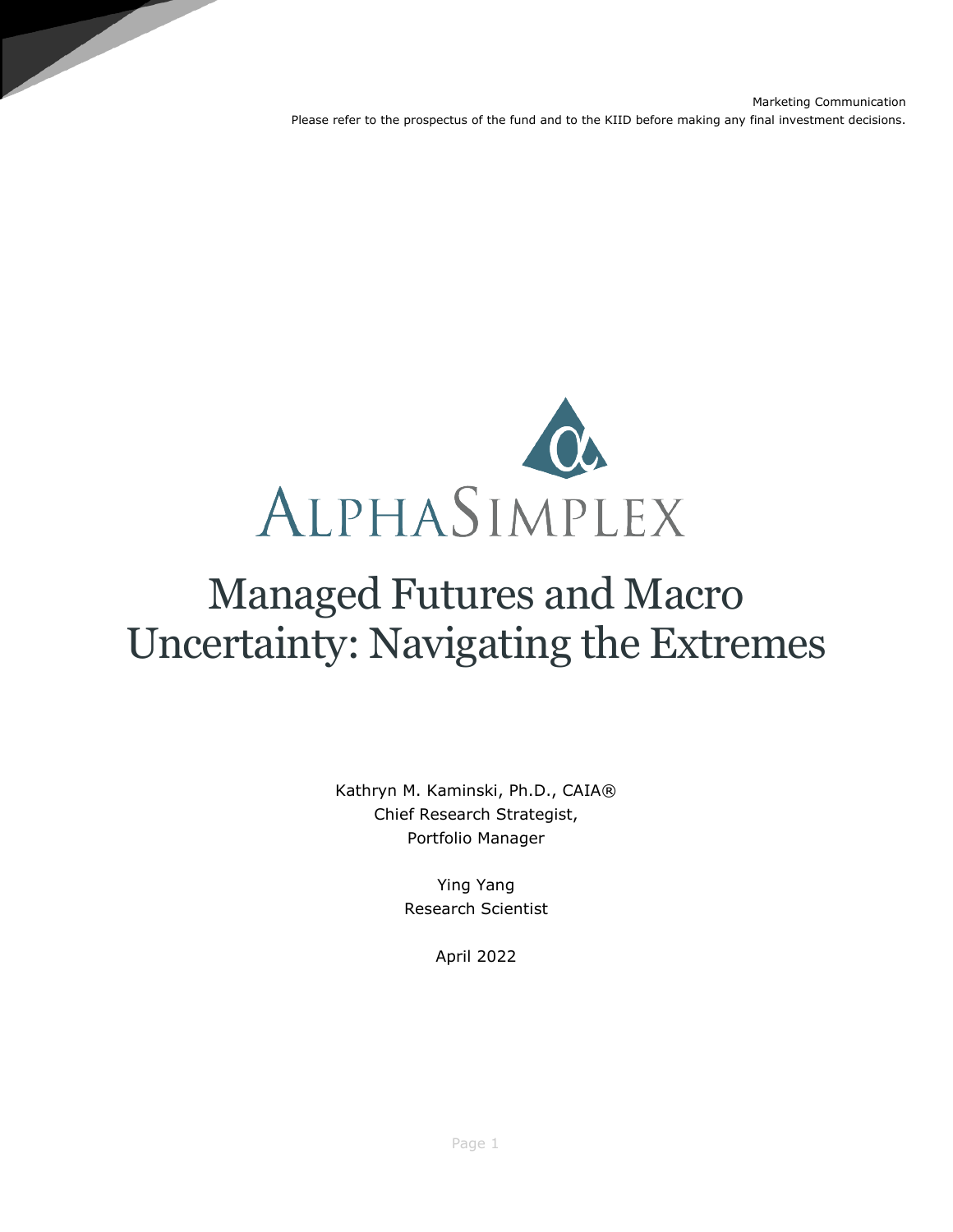Marketing Communication

Please refer to the prospectus of the fund and to the KIID before making any final investment decisions.

ALPHASIMPLEX

# Managed Futures and Macro Uncertainty: Navigating the Extremes

Kathryn M. Kaminski, Ph.D., CAIA®
Chief Research Strategist,
Portfolio Manager

Ying Yang
Research Scientist

April 2022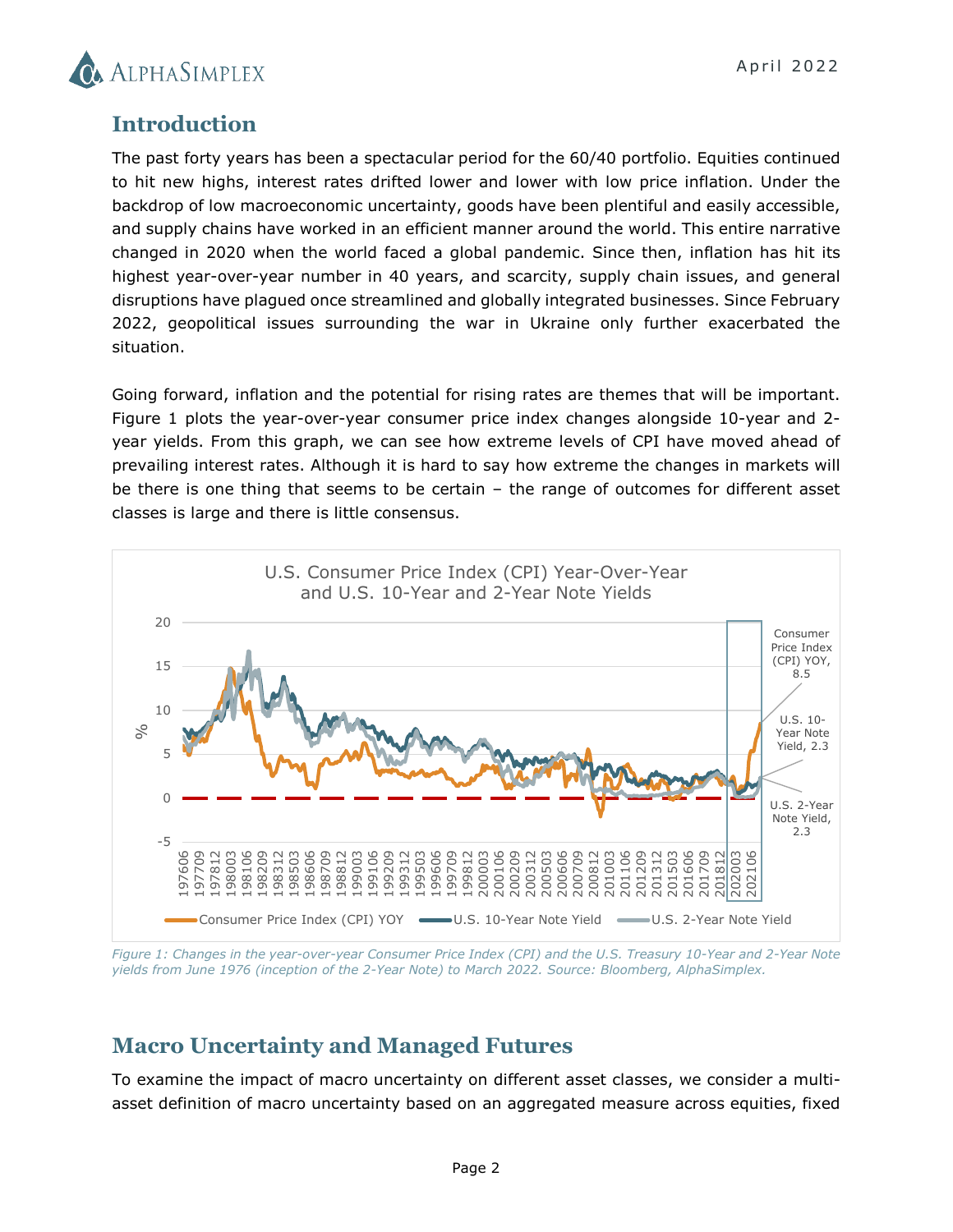## Introduction

The past forty years has been a spectacular period for the 60/40 portfolio. Equities continued to hit new highs, interest rates drifted lower and lower with low price inflation. Under the backdrop of low macroeconomic uncertainty, goods have been plentiful and easily accessible, and supply chains have worked in an efficient manner around the world. This entire narrative changed in 2020 when the world faced a global pandemic. Since then, inflation has hit its highest year-over-year number in 40 years, and scarcity, supply chain issues, and general disruptions have plagued once streamlined and globally integrated businesses. Since February 2022, geopolitical issues surrounding the war in Ukraine only further exacerbated the situation.

Going forward, inflation and the potential for rising rates are themes that will be important. Figure 1 plots the year-over-year consumer price index changes alongside 10-year and 2-year yields. From this graph, we can see how extreme levels of CPI have moved ahead of prevailing interest rates. Although it is hard to say how extreme the changes in markets will be there is one thing that seems to be certain – the range of outcomes for different asset classes is large and there is little consensus.

*Figure 1: Changes in the year-over-year Consumer Price Index (CPI) and the U.S. Treasury 10-Year and 2-Year Note yields from June 1976 (inception of the 2-Year Note) to March 2022. Source: Bloomberg, AlphaSimplex.*

## Macro Uncertainty and Managed Futures

To examine the impact of macro uncertainty on different asset classes, we consider a multi-asset definition of macro uncertainty based on an aggregated measure across equities, fixed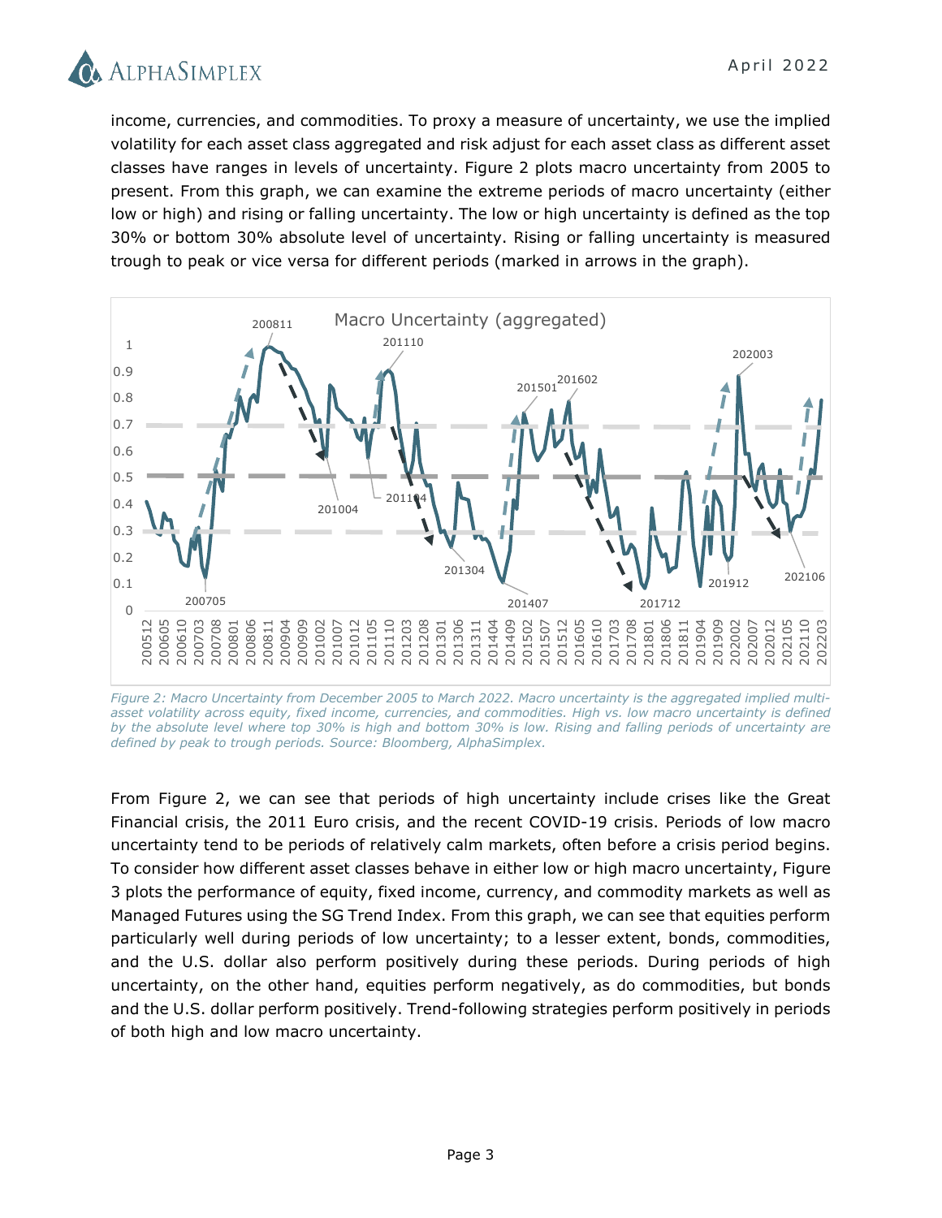income, currencies, and commodities. To proxy a measure of uncertainty, we use the implied volatility for each asset class aggregated and risk adjust for each asset class as different asset classes have ranges in levels of uncertainty. Figure 2 plots macro uncertainty from 2005 to present. From this graph, we can examine the extreme periods of macro uncertainty (either low or high) and rising or falling uncertainty. The low or high uncertainty is defined as the top 30% or bottom 30% absolute level of uncertainty. Rising or falling uncertainty is measured trough to peak or vice versa for different periods (marked in arrows in the graph).

*Figure 2: Macro Uncertainty from December 2005 to March 2022. Macro uncertainty is the aggregated implied multi-asset volatility across equity, fixed income, currencies, and commodities. High vs. low macro uncertainty is defined by the absolute level where top 30% is high and bottom 30% is low. Rising and falling periods of uncertainty are defined by peak to trough periods. Source: Bloomberg, AlphaSimplex.*

From Figure 2, we can see that periods of high uncertainty include crises like the Great Financial crisis, the 2011 Euro crisis, and the recent COVID-19 crisis. Periods of low macro uncertainty tend to be periods of relatively calm markets, often before a crisis period begins. To consider how different asset classes behave in either low or high macro uncertainty, Figure 3 plots the performance of equity, fixed income, currency, and commodity markets as well as Managed Futures using the SG Trend Index. From this graph, we can see that equities perform particularly well during periods of low uncertainty; to a lesser extent, bonds, commodities, and the U.S. dollar also perform positively during these periods. During periods of high uncertainty, on the other hand, equities perform negatively, as do commodities, but bonds and the U.S. dollar perform positively. Trend-following strategies perform positively in periods of both high and low macro uncertainty.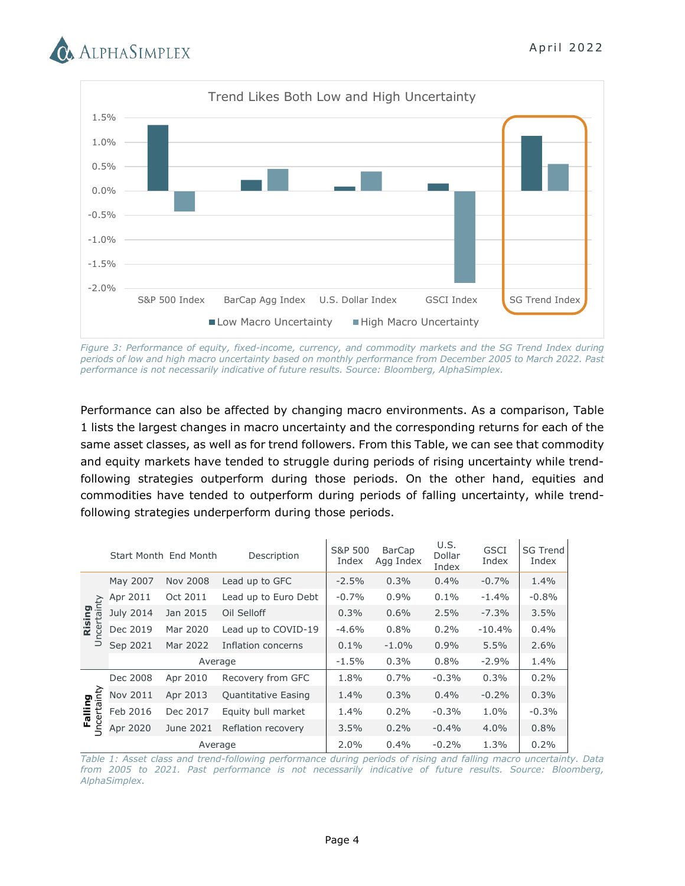Figure 3: Performance of equity, fixed-income, currency, and commodity markets and the SG Trend Index during periods of low and high macro uncertainty based on monthly performance from December 2005 to March 2022. Past performance is not necessarily indicative of future results. Source: Bloomberg, AlphaSimplex.

Performance can also be affected by changing macro environments. As a comparison, Table 1 lists the largest changes in macro uncertainty and the corresponding returns for each of the same asset classes, as well as for trend followers. From this Table, we can see that commodity and equity markets have tended to struggle during periods of rising uncertainty while trend-following strategies outperform during those periods. On the other hand, equities and commodities have tended to outperform during periods of falling uncertainty, while trend-following strategies underperform during those periods.

| | Start Month | End Month | Description | S&P 500 Index | BarCap Agg Index | U.S. Dollar Index | GSCI Index | SG Trend Index |
|---|---|---|---|---|---|---|---|---|
| **Rising** Uncertainty | May 2007 | Nov 2008 | Lead up to GFC | -2.5% | 0.3% | 0.4% | -0.7% | 1.4% |
| | Apr 2011 | Oct 2011 | Lead up to Euro Debt | -0.7% | 0.9% | 0.1% | -1.4% | -0.8% |
| | July 2014 | Jan 2015 | Oil Selloff | 0.3% | 0.6% | 2.5% | -7.3% | 3.5% |
| | Dec 2019 | Mar 2020 | Lead up to COVID-19 | -4.6% | 0.8% | 0.2% | -10.4% | 0.4% |
| | Sep 2021 | Mar 2022 | Inflation concerns | 0.1% | -1.0% | 0.9% | 5.5% | 2.6% |
| | | | Average | -1.5% | 0.3% | 0.8% | -2.9% | 1.4% |
| **Falling** Uncertainty | Dec 2008 | Apr 2010 | Recovery from GFC | 1.8% | 0.7% | -0.3% | 0.3% | 0.2% |
| | Nov 2011 | Apr 2013 | Quantitative Easing | 1.4% | 0.3% | 0.4% | -0.2% | 0.3% |
| | Feb 2016 | Dec 2017 | Equity bull market | 1.4% | 0.2% | -0.3% | 1.0% | -0.3% |
| | Apr 2020 | June 2021 | Reflation recovery | 3.5% | 0.2% | -0.4% | 4.0% | 0.8% |
| | | | Average | 2.0% | 0.4% | -0.2% | 1.3% | 0.2% |

Table 1: Asset class and trend-following performance during periods of rising and falling macro uncertainty. Data from 2005 to 2021. Past performance is not necessarily indicative of future results. Source: Bloomberg, AlphaSimplex.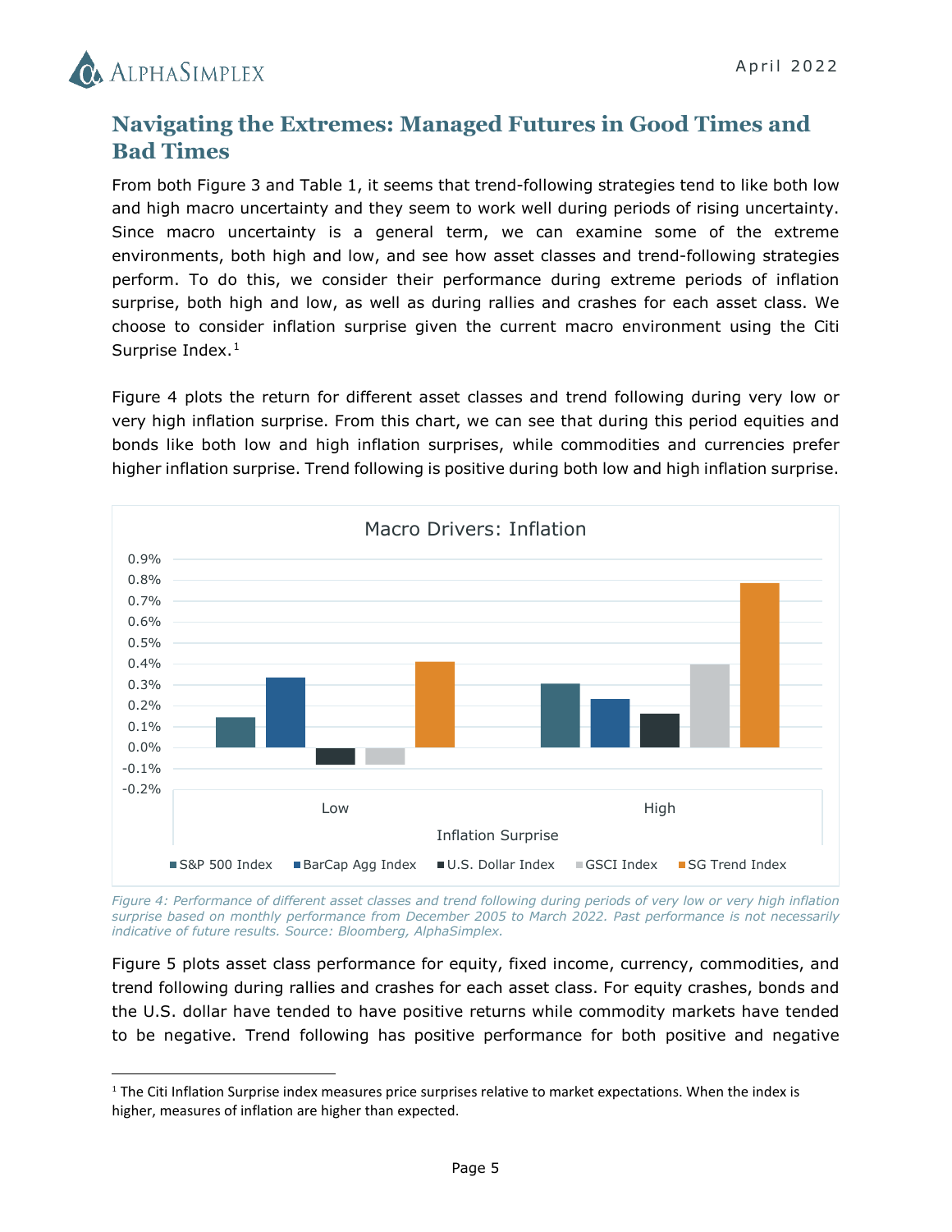## Navigating the Extremes: Managed Futures in Good Times and Bad Times

From both Figure 3 and Table 1, it seems that trend-following strategies tend to like both low and high macro uncertainty and they seem to work well during periods of rising uncertainty. Since macro uncertainty is a general term, we can examine some of the extreme environments, both high and low, and see how asset classes and trend-following strategies perform. To do this, we consider their performance during extreme periods of inflation surprise, both high and low, as well as during rallies and crashes for each asset class. We choose to consider inflation surprise given the current macro environment using the Citi Surprise Index.[1]

Figure 4 plots the return for different asset classes and trend following during very low or very high inflation surprise. From this chart, we can see that during this period equities and bonds like both low and high inflation surprises, while commodities and currencies prefer higher inflation surprise. Trend following is positive during both low and high inflation surprise.

*Figure 4: Performance of different asset classes and trend following during periods of very low or very high inflation surprise based on monthly performance from December 2005 to March 2022. Past performance is not necessarily indicative of future results. Source: Bloomberg, AlphaSimplex.*

Figure 5 plots asset class performance for equity, fixed income, currency, commodities, and trend following during rallies and crashes for each asset class. For equity crashes, bonds and the U.S. dollar have tended to have positive returns while commodity markets have tended to be negative. Trend following has positive performance for both positive and negative

[1] The Citi Inflation Surprise index measures price surprises relative to market expectations. When the index is higher, measures of inflation are higher than expected.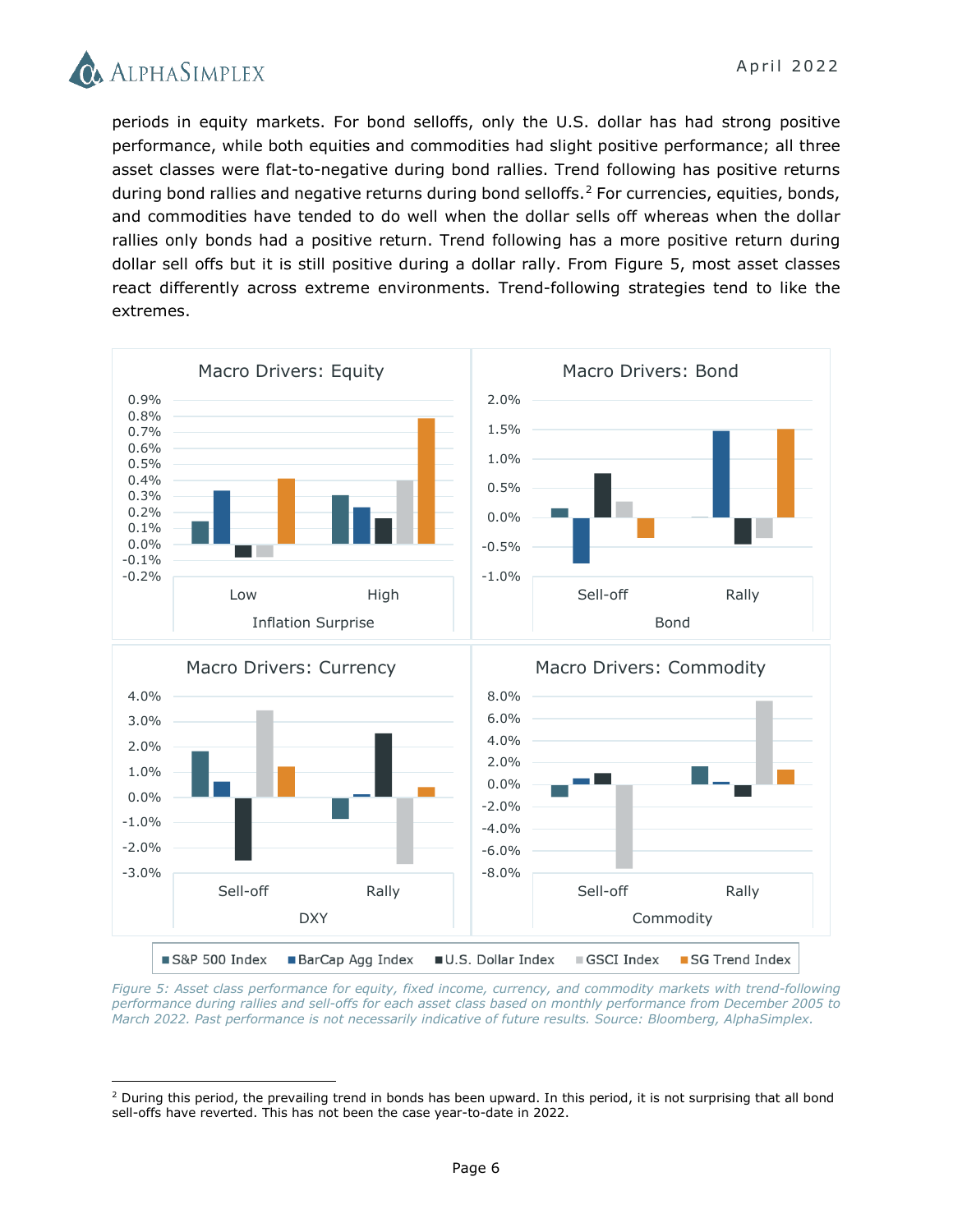periods in equity markets. For bond selloffs, only the U.S. dollar has had strong positive performance, while both equities and commodities had slight positive performance; all three asset classes were flat-to-negative during bond rallies. Trend following has positive returns during bond rallies and negative returns during bond selloffs.[2] For currencies, equities, bonds, and commodities have tended to do well when the dollar sells off whereas when the dollar rallies only bonds had a positive return. Trend following has a more positive return during dollar sell offs but it is still positive during a dollar rally. From Figure 5, most asset classes react differently across extreme environments. Trend-following strategies tend to like the extremes.

*Figure 5: Asset class performance for equity, fixed income, currency, and commodity markets with trend-following performance during rallies and sell-offs for each asset class based on monthly performance from December 2005 to March 2022. Past performance is not necessarily indicative of future results. Source: Bloomberg, AlphaSimplex.*

[2] During this period, the prevailing trend in bonds has been upward. In this period, it is not surprising that all bond sell-offs have reverted. This has not been the case year-to-date in 2022.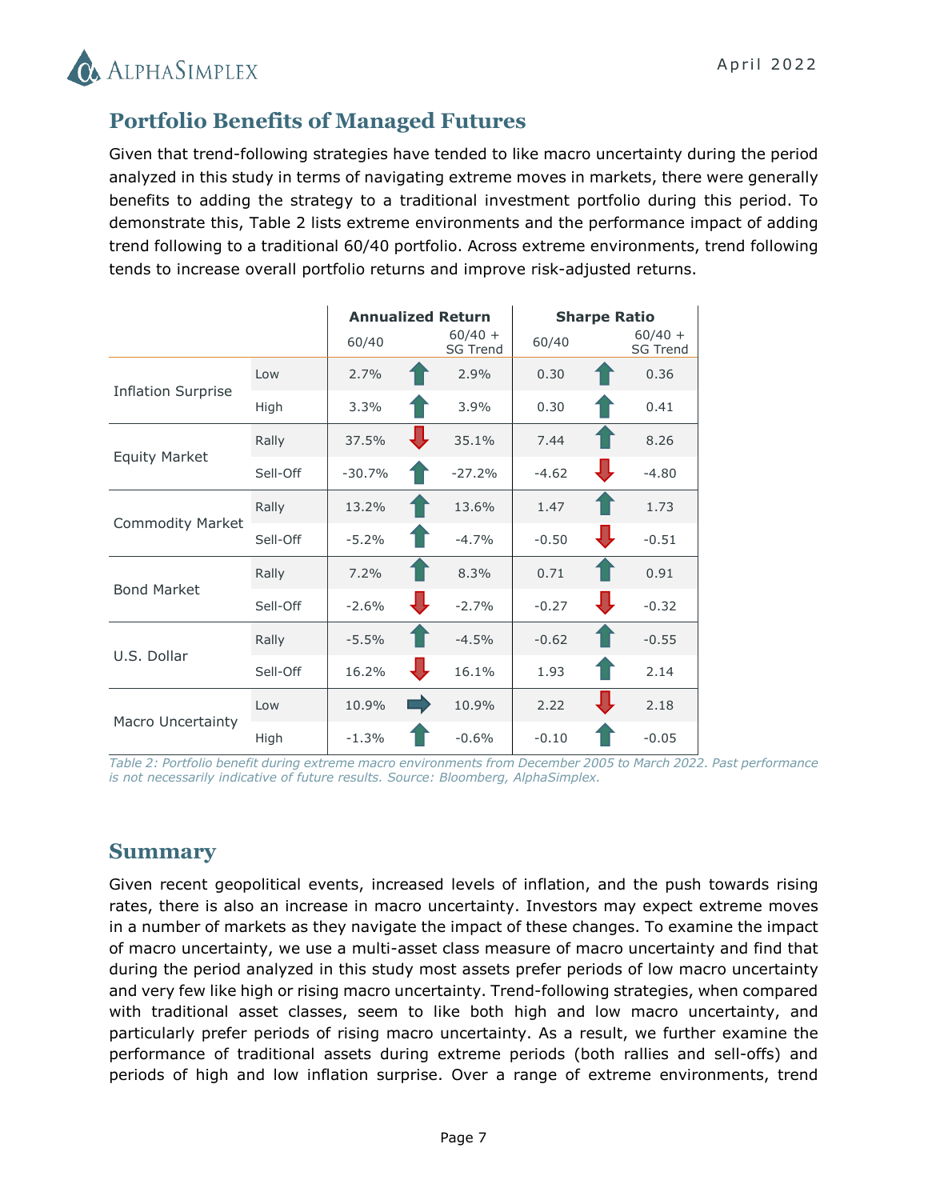## Portfolio Benefits of Managed Futures

Given that trend-following strategies have tended to like macro uncertainty during the period analyzed in this study in terms of navigating extreme moves in markets, there were generally benefits to adding the strategy to a traditional investment portfolio during this period. To demonstrate this, Table 2 lists extreme environments and the performance impact of adding trend following to a traditional 60/40 portfolio. Across extreme environments, trend following tends to increase overall portfolio returns and improve risk-adjusted returns.

| | | Annualized Return | | | Sharpe Ratio | | |
|---|---|---|---|---|---|---|---|
| | | 60/40 | | 60/40 + SG Trend | 60/40 | | 60/40 + SG Trend |
| Inflation Surprise | Low | 2.7% | ↑ | 2.9% | 0.30 | ↑ | 0.36 |
| | High | 3.3% | ↑ | 3.9% | 0.30 | ↑ | 0.41 |
| Equity Market | Rally | 37.5% | ↓ | 35.1% | 7.44 | ↑ | 8.26 |
| | Sell-Off | -30.7% | ↑ | -27.2% | -4.62 | ↓ | -4.80 |
| Commodity Market | Rally | 13.2% | ↑ | 13.6% | 1.47 | ↑ | 1.73 |
| | Sell-Off | -5.2% | ↑ | -4.7% | -0.50 | ↓ | -0.51 |
| Bond Market | Rally | 7.2% | ↑ | 8.3% | 0.71 | ↑ | 0.91 |
| | Sell-Off | -2.6% | ↓ | -2.7% | -0.27 | ↓ | -0.32 |
| U.S. Dollar | Rally | -5.5% | ↑ | -4.5% | -0.62 | ↑ | -0.55 |
| | Sell-Off | 16.2% | ↓ | 16.1% | 1.93 | ↑ | 2.14 |
| Macro Uncertainty | Low | 10.9% | → | 10.9% | 2.22 | ↓ | 2.18 |
| | High | -1.3% | ↑ | -0.6% | -0.10 | ↑ | -0.05 |

*Table 2: Portfolio benefit during extreme macro environments from December 2005 to March 2022. Past performance is not necessarily indicative of future results. Source: Bloomberg, AlphaSimplex.*

## Summary

Given recent geopolitical events, increased levels of inflation, and the push towards rising rates, there is also an increase in macro uncertainty. Investors may expect extreme moves in a number of markets as they navigate the impact of these changes. To examine the impact of macro uncertainty, we use a multi-asset class measure of macro uncertainty and find that during the period analyzed in this study most assets prefer periods of low macro uncertainty and very few like high or rising macro uncertainty. Trend-following strategies, when compared with traditional asset classes, seem to like both high and low macro uncertainty, and particularly prefer periods of rising macro uncertainty. As a result, we further examine the performance of traditional assets during extreme periods (both rallies and sell-offs) and periods of high and low inflation surprise. Over a range of extreme environments, trend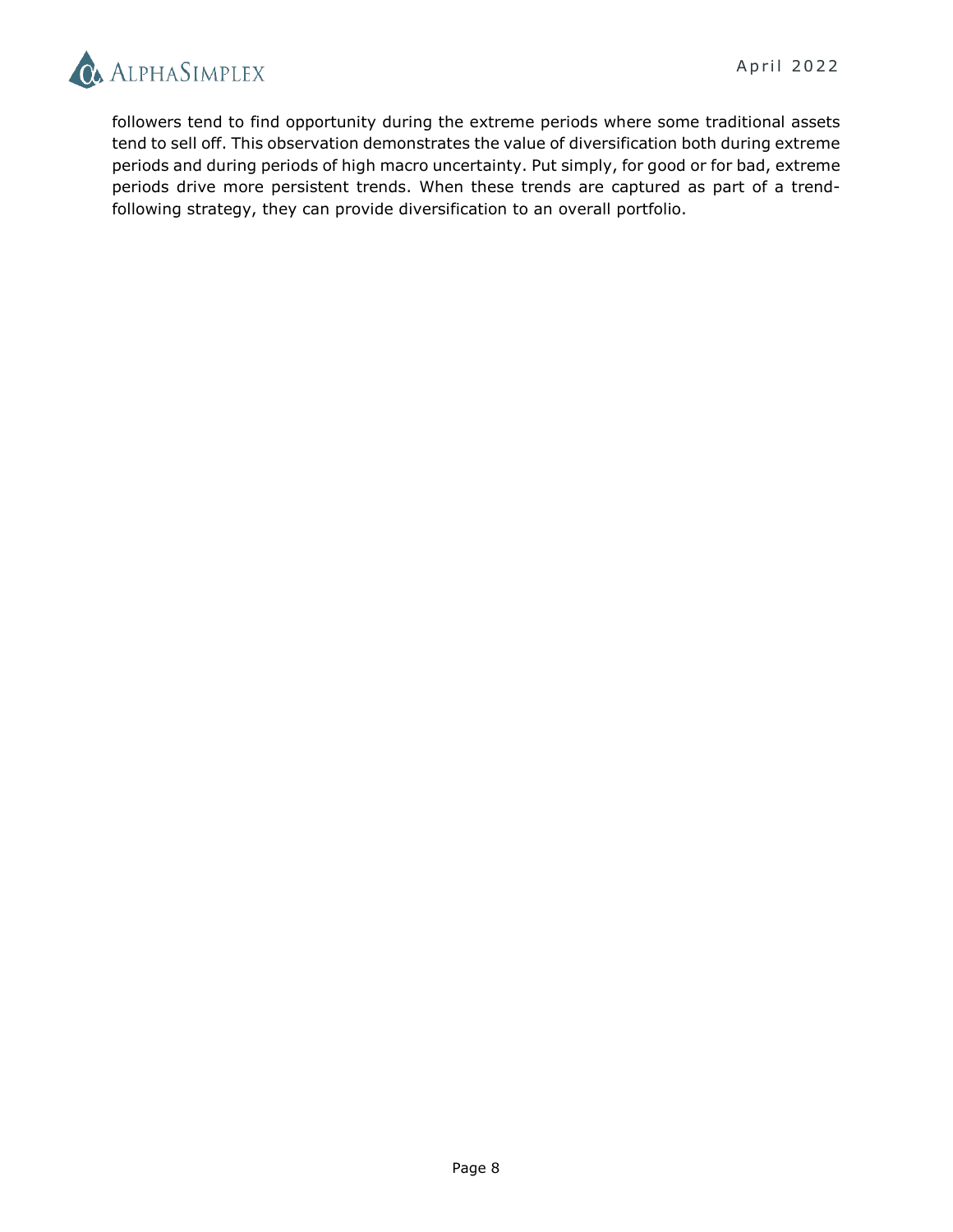followers tend to find opportunity during the extreme periods where some traditional assets tend to sell off. This observation demonstrates the value of diversification both during extreme periods and during periods of high macro uncertainty. Put simply, for good or for bad, extreme periods drive more persistent trends. When these trends are captured as part of a trend-following strategy, they can provide diversification to an overall portfolio.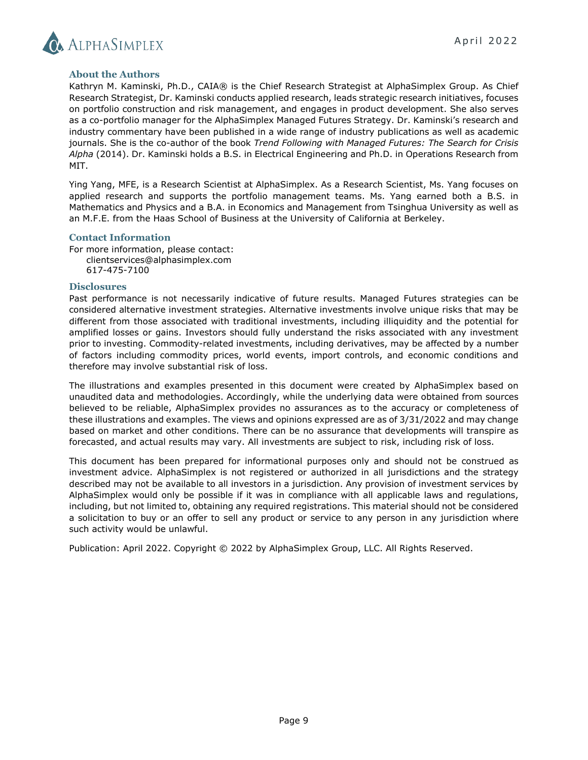## About the Authors

Kathryn M. Kaminski, Ph.D., CAIA® is the Chief Research Strategist at AlphaSimplex Group. As Chief Research Strategist, Dr. Kaminski conducts applied research, leads strategic research initiatives, focuses on portfolio construction and risk management, and engages in product development. She also serves as a co-portfolio manager for the AlphaSimplex Managed Futures Strategy. Dr. Kaminski's research and industry commentary have been published in a wide range of industry publications as well as academic journals. She is the co-author of the book *Trend Following with Managed Futures: The Search for Crisis Alpha* (2014). Dr. Kaminski holds a B.S. in Electrical Engineering and Ph.D. in Operations Research from MIT.

Ying Yang, MFE, is a Research Scientist at AlphaSimplex. As a Research Scientist, Ms. Yang focuses on applied research and supports the portfolio management teams. Ms. Yang earned both a B.S. in Mathematics and Physics and a B.A. in Economics and Management from Tsinghua University as well as an M.F.E. from the Haas School of Business at the University of California at Berkeley.

## Contact Information

For more information, please contact:
clientservices@alphasimplex.com
617-475-7100

## Disclosures

Past performance is not necessarily indicative of future results. Managed Futures strategies can be considered alternative investment strategies. Alternative investments involve unique risks that may be different from those associated with traditional investments, including illiquidity and the potential for amplified losses or gains. Investors should fully understand the risks associated with any investment prior to investing. Commodity-related investments, including derivatives, may be affected by a number of factors including commodity prices, world events, import controls, and economic conditions and therefore may involve substantial risk of loss.

The illustrations and examples presented in this document were created by AlphaSimplex based on unaudited data and methodologies. Accordingly, while the underlying data were obtained from sources believed to be reliable, AlphaSimplex provides no assurances as to the accuracy or completeness of these illustrations and examples. The views and opinions expressed are as of 3/31/2022 and may change based on market and other conditions. There can be no assurance that developments will transpire as forecasted, and actual results may vary. All investments are subject to risk, including risk of loss.

This document has been prepared for informational purposes only and should not be construed as investment advice. AlphaSimplex is not registered or authorized in all jurisdictions and the strategy described may not be available to all investors in a jurisdiction. Any provision of investment services by AlphaSimplex would only be possible if it was in compliance with all applicable laws and regulations, including, but not limited to, obtaining any required registrations. This material should not be considered a solicitation to buy or an offer to sell any product or service to any person in any jurisdiction where such activity would be unlawful.

Publication: April 2022. Copyright © 2022 by AlphaSimplex Group, LLC. All Rights Reserved.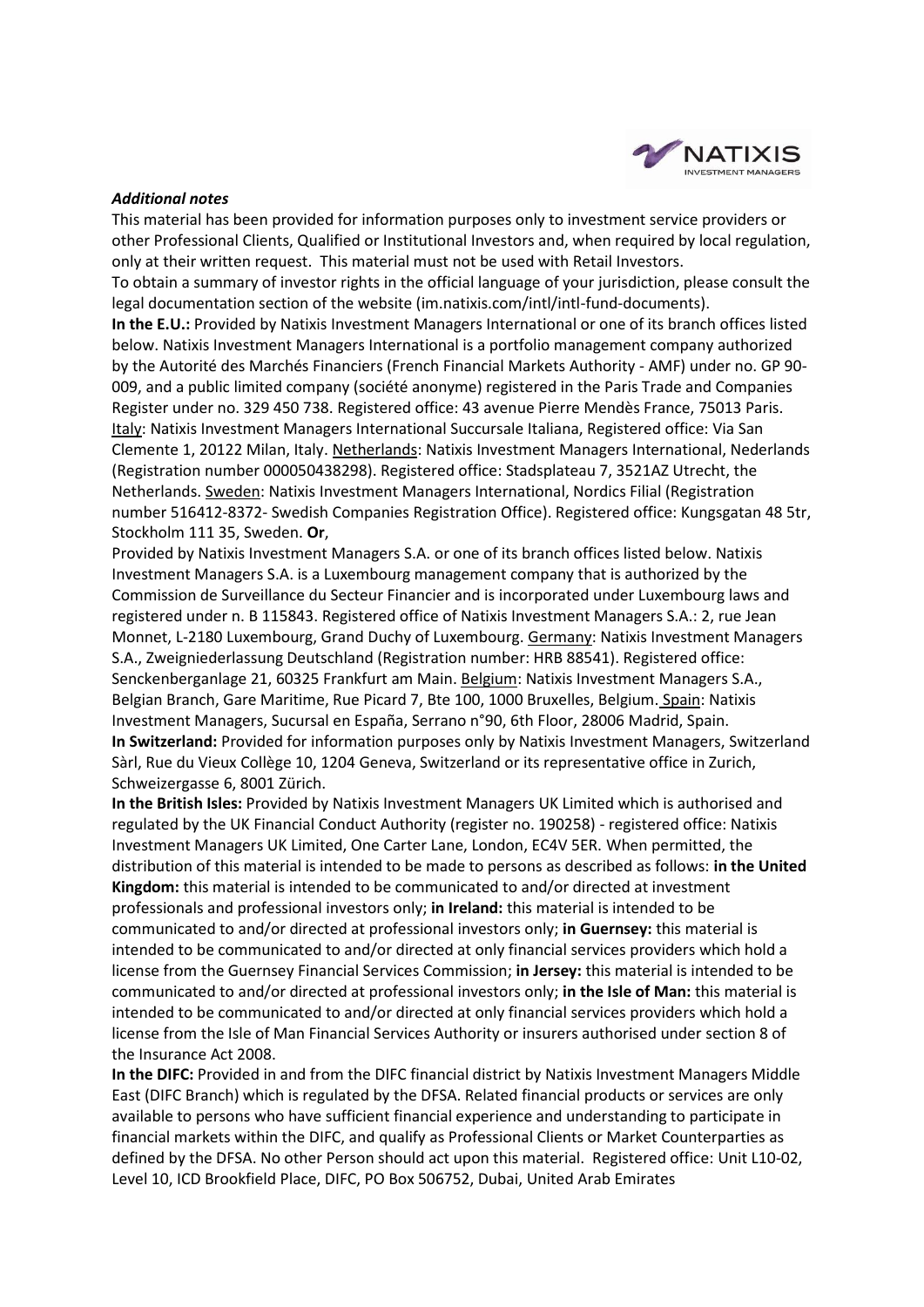***Additional notes***

This material has been provided for information purposes only to investment service providers or other Professional Clients, Qualified or Institutional Investors and, when required by local regulation, only at their written request. This material must not be used with Retail Investors.

To obtain a summary of investor rights in the official language of your jurisdiction, please consult the legal documentation section of the website (im.natixis.com/intl/intl-fund-documents).

**In the E.U.:** Provided by Natixis Investment Managers International or one of its branch offices listed below. Natixis Investment Managers International is a portfolio management company authorized by the Autorité des Marchés Financiers (French Financial Markets Authority - AMF) under no. GP 90-009, and a public limited company (société anonyme) registered in the Paris Trade and Companies Register under no. 329 450 738. Registered office: 43 avenue Pierre Mendès France, 75013 Paris. Italy: Natixis Investment Managers International Succursale Italiana, Registered office: Via San Clemente 1, 20122 Milan, Italy. Netherlands: Natixis Investment Managers International, Nederlands (Registration number 000050438298). Registered office: Stadsplateau 7, 3521AZ Utrecht, the Netherlands. Sweden: Natixis Investment Managers International, Nordics Filial (Registration number 516412-8372- Swedish Companies Registration Office). Registered office: Kungsgatan 48 5tr, Stockholm 111 35, Sweden. **Or**,

Provided by Natixis Investment Managers S.A. or one of its branch offices listed below. Natixis Investment Managers S.A. is a Luxembourg management company that is authorized by the Commission de Surveillance du Secteur Financier and is incorporated under Luxembourg laws and registered under n. B 115843. Registered office of Natixis Investment Managers S.A.: 2, rue Jean Monnet, L-2180 Luxembourg, Grand Duchy of Luxembourg. Germany: Natixis Investment Managers S.A., Zweigniederlassung Deutschland (Registration number: HRB 88541). Registered office: Senckenberganlage 21, 60325 Frankfurt am Main. Belgium: Natixis Investment Managers S.A., Belgian Branch, Gare Maritime, Rue Picard 7, Bte 100, 1000 Bruxelles, Belgium. Spain: Natixis Investment Managers, Sucursal en España, Serrano n°90, 6th Floor, 28006 Madrid, Spain.

**In Switzerland:** Provided for information purposes only by Natixis Investment Managers, Switzerland Sàrl, Rue du Vieux Collège 10, 1204 Geneva, Switzerland or its representative office in Zurich, Schweizergasse 6, 8001 Zürich.

**In the British Isles:** Provided by Natixis Investment Managers UK Limited which is authorised and regulated by the UK Financial Conduct Authority (register no. 190258) - registered office: Natixis Investment Managers UK Limited, One Carter Lane, London, EC4V 5ER. When permitted, the distribution of this material is intended to be made to persons as described as follows: **in the United Kingdom:** this material is intended to be communicated to and/or directed at investment professionals and professional investors only; **in Ireland:** this material is intended to be communicated to and/or directed at professional investors only; **in Guernsey:** this material is intended to be communicated to and/or directed at only financial services providers which hold a license from the Guernsey Financial Services Commission; **in Jersey:** this material is intended to be communicated to and/or directed at professional investors only; **in the Isle of Man:** this material is intended to be communicated to and/or directed at only financial services providers which hold a license from the Isle of Man Financial Services Authority or insurers authorised under section 8 of the Insurance Act 2008.

**In the DIFC:** Provided in and from the DIFC financial district by Natixis Investment Managers Middle East (DIFC Branch) which is regulated by the DFSA. Related financial products or services are only available to persons who have sufficient financial experience and understanding to participate in financial markets within the DIFC, and qualify as Professional Clients or Market Counterparties as defined by the DFSA. No other Person should act upon this material. Registered office: Unit L10-02, Level 10, ICD Brookfield Place, DIFC, PO Box 506752, Dubai, United Arab Emirates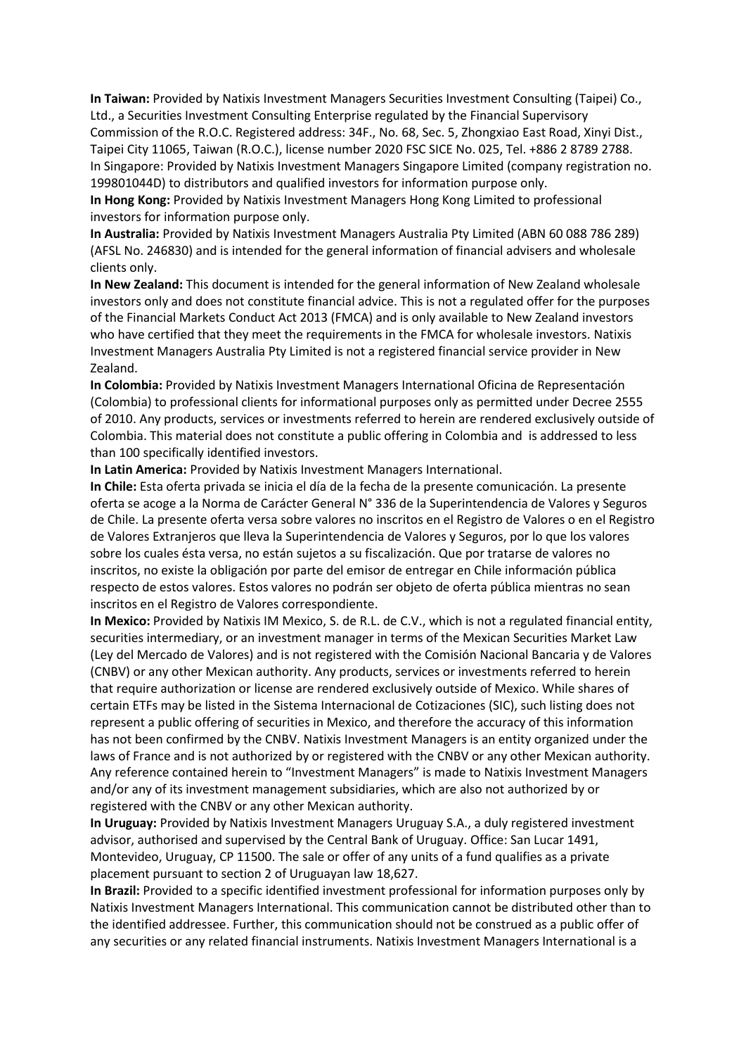**In Taiwan:** Provided by Natixis Investment Managers Securities Investment Consulting (Taipei) Co., Ltd., a Securities Investment Consulting Enterprise regulated by the Financial Supervisory Commission of the R.O.C. Registered address: 34F., No. 68, Sec. 5, Zhongxiao East Road, Xinyi Dist., Taipei City 11065, Taiwan (R.O.C.), license number 2020 FSC SICE No. 025, Tel. +886 2 8789 2788.
In Singapore: Provided by Natixis Investment Managers Singapore Limited (company registration no. 199801044D) to distributors and qualified investors for information purpose only.

**In Hong Kong:** Provided by Natixis Investment Managers Hong Kong Limited to professional investors for information purpose only.

**In Australia:** Provided by Natixis Investment Managers Australia Pty Limited (ABN 60 088 786 289) (AFSL No. 246830) and is intended for the general information of financial advisers and wholesale clients only.

**In New Zealand:** This document is intended for the general information of New Zealand wholesale investors only and does not constitute financial advice. This is not a regulated offer for the purposes of the Financial Markets Conduct Act 2013 (FMCA) and is only available to New Zealand investors who have certified that they meet the requirements in the FMCA for wholesale investors. Natixis Investment Managers Australia Pty Limited is not a registered financial service provider in New Zealand.

**In Colombia:** Provided by Natixis Investment Managers International Oficina de Representación (Colombia) to professional clients for informational purposes only as permitted under Decree 2555 of 2010. Any products, services or investments referred to herein are rendered exclusively outside of Colombia. This material does not constitute a public offering in Colombia and is addressed to less than 100 specifically identified investors.

**In Latin America:** Provided by Natixis Investment Managers International.

**In Chile:** Esta oferta privada se inicia el día de la fecha de la presente comunicación. La presente oferta se acoge a la Norma de Carácter General N° 336 de la Superintendencia de Valores y Seguros de Chile. La presente oferta versa sobre valores no inscritos en el Registro de Valores o en el Registro de Valores Extranjeros que lleva la Superintendencia de Valores y Seguros, por lo que los valores sobre los cuales ésta versa, no están sujetos a su fiscalización. Que por tratarse de valores no inscritos, no existe la obligación por parte del emisor de entregar en Chile información pública respecto de estos valores. Estos valores no podrán ser objeto de oferta pública mientras no sean inscritos en el Registro de Valores correspondiente.

**In Mexico:** Provided by Natixis IM Mexico, S. de R.L. de C.V., which is not a regulated financial entity, securities intermediary, or an investment manager in terms of the Mexican Securities Market Law (Ley del Mercado de Valores) and is not registered with the Comisión Nacional Bancaria y de Valores (CNBV) or any other Mexican authority. Any products, services or investments referred to herein that require authorization or license are rendered exclusively outside of Mexico. While shares of certain ETFs may be listed in the Sistema Internacional de Cotizaciones (SIC), such listing does not represent a public offering of securities in Mexico, and therefore the accuracy of this information has not been confirmed by the CNBV. Natixis Investment Managers is an entity organized under the laws of France and is not authorized by or registered with the CNBV or any other Mexican authority. Any reference contained herein to "Investment Managers" is made to Natixis Investment Managers and/or any of its investment management subsidiaries, which are also not authorized by or registered with the CNBV or any other Mexican authority.

**In Uruguay:** Provided by Natixis Investment Managers Uruguay S.A., a duly registered investment advisor, authorised and supervised by the Central Bank of Uruguay. Office: San Lucar 1491, Montevideo, Uruguay, CP 11500. The sale or offer of any units of a fund qualifies as a private placement pursuant to section 2 of Uruguayan law 18,627.

**In Brazil:** Provided to a specific identified investment professional for information purposes only by Natixis Investment Managers International. This communication cannot be distributed other than to the identified addressee. Further, this communication should not be construed as a public offer of any securities or any related financial instruments. Natixis Investment Managers International is a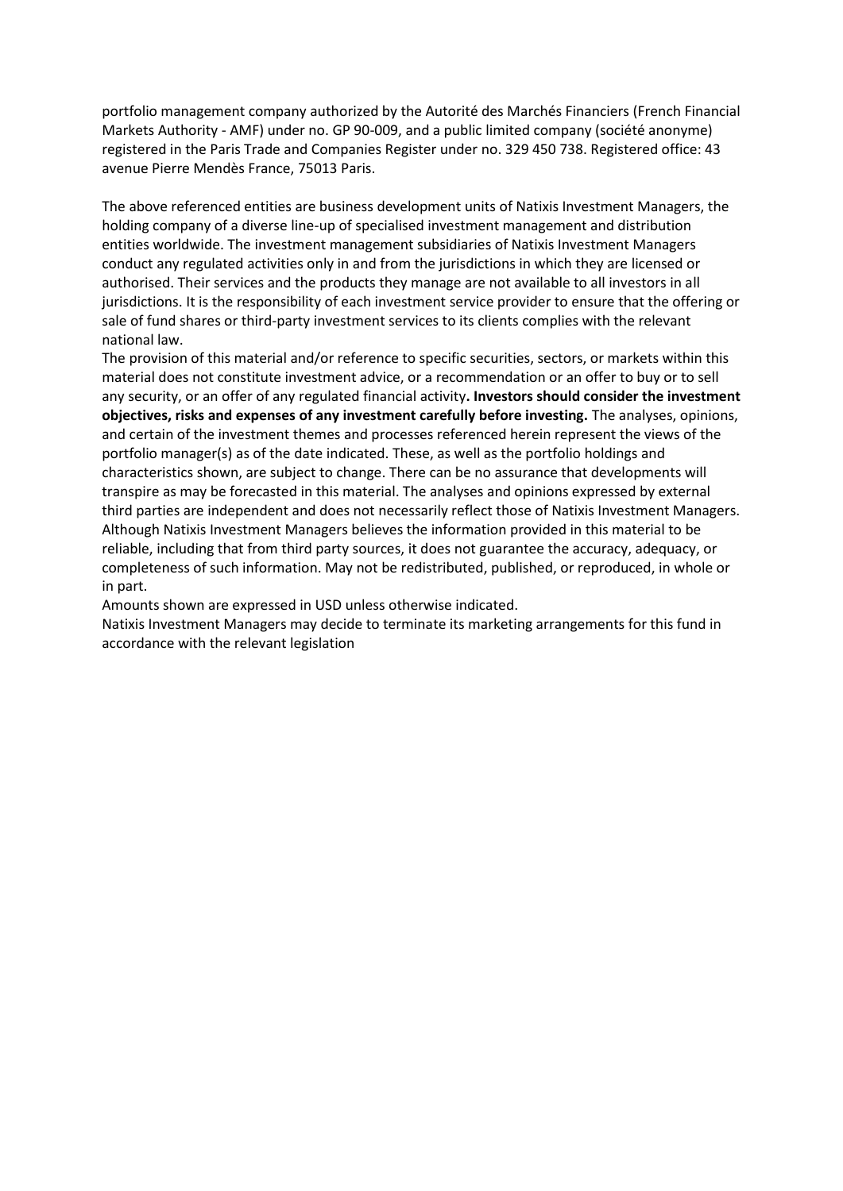portfolio management company authorized by the Autorité des Marchés Financiers (French Financial Markets Authority - AMF) under no. GP 90-009, and a public limited company (société anonyme) registered in the Paris Trade and Companies Register under no. 329 450 738. Registered office: 43 avenue Pierre Mendès France, 75013 Paris.

The above referenced entities are business development units of Natixis Investment Managers, the holding company of a diverse line-up of specialised investment management and distribution entities worldwide. The investment management subsidiaries of Natixis Investment Managers conduct any regulated activities only in and from the jurisdictions in which they are licensed or authorised. Their services and the products they manage are not available to all investors in all jurisdictions. It is the responsibility of each investment service provider to ensure that the offering or sale of fund shares or third-party investment services to its clients complies with the relevant national law.

The provision of this material and/or reference to specific securities, sectors, or markets within this material does not constitute investment advice, or a recommendation or an offer to buy or to sell any security, or an offer of any regulated financial activity**. Investors should consider the investment objectives, risks and expenses of any investment carefully before investing.** The analyses, opinions, and certain of the investment themes and processes referenced herein represent the views of the portfolio manager(s) as of the date indicated. These, as well as the portfolio holdings and characteristics shown, are subject to change. There can be no assurance that developments will transpire as may be forecasted in this material. The analyses and opinions expressed by external third parties are independent and does not necessarily reflect those of Natixis Investment Managers. Although Natixis Investment Managers believes the information provided in this material to be reliable, including that from third party sources, it does not guarantee the accuracy, adequacy, or completeness of such information. May not be redistributed, published, or reproduced, in whole or in part.

Amounts shown are expressed in USD unless otherwise indicated.

Natixis Investment Managers may decide to terminate its marketing arrangements for this fund in accordance with the relevant legislation